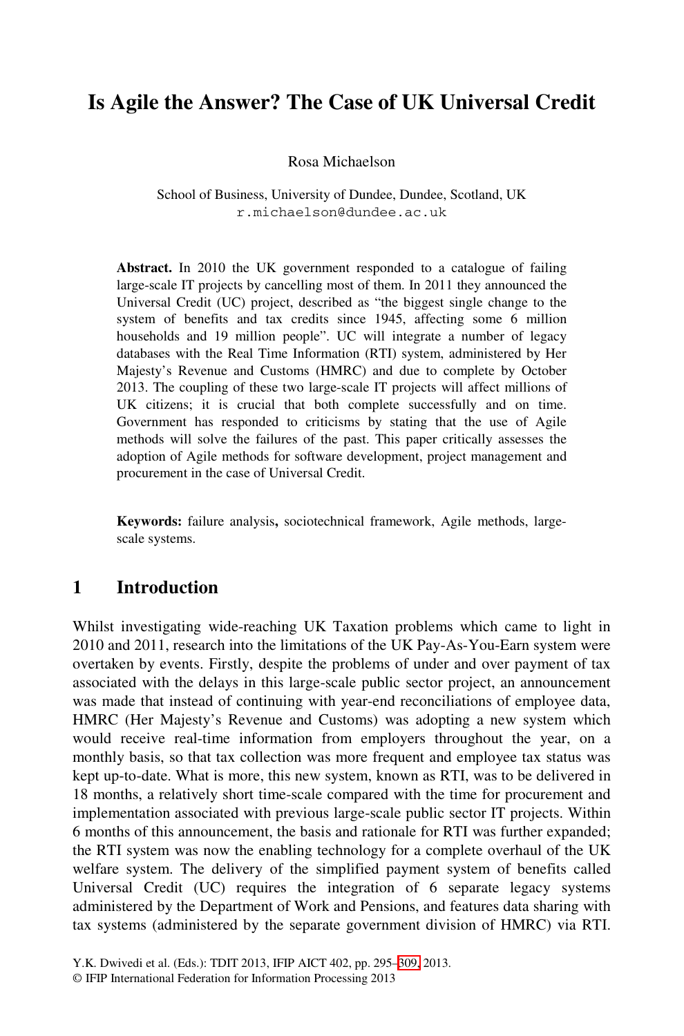# Is Agile the Answer? The Case of UK Universal Credit

Rosa Michaelson

School of Business, University of Dundee, Dundee, Scotland, UK
r.michaelson@dundee.ac.uk

**Abstract.** In 2010 the UK government responded to a catalogue of failing large-scale IT projects by cancelling most of them. In 2011 they announced the Universal Credit (UC) project, described as "the biggest single change to the system of benefits and tax credits since 1945, affecting some 6 million households and 19 million people". UC will integrate a number of legacy databases with the Real Time Information (RTI) system, administered by Her Majesty's Revenue and Customs (HMRC) and due to complete by October 2013. The coupling of these two large-scale IT projects will affect millions of UK citizens; it is crucial that both complete successfully and on time. Government has responded to criticisms by stating that the use of Agile methods will solve the failures of the past. This paper critically assesses the adoption of Agile methods for software development, project management and procurement in the case of Universal Credit.

**Keywords:** failure analysis**,** sociotechnical framework, Agile methods, large-scale systems.

## 1 Introduction

Whilst investigating wide-reaching UK Taxation problems which came to light in 2010 and 2011, research into the limitations of the UK Pay-As-You-Earn system were overtaken by events. Firstly, despite the problems of under and over payment of tax associated with the delays in this large-scale public sector project, an announcement was made that instead of continuing with year-end reconciliations of employee data, HMRC (Her Majesty's Revenue and Customs) was adopting a new system which would receive real-time information from employers throughout the year, on a monthly basis, so that tax collection was more frequent and employee tax status was kept up-to-date. What is more, this new system, known as RTI, was to be delivered in 18 months, a relatively short time-scale compared with the time for procurement and implementation associated with previous large-scale public sector IT projects. Within 6 months of this announcement, the basis and rationale for RTI was further expanded; the RTI system was now the enabling technology for a complete overhaul of the UK welfare system. The delivery of the simplified payment system of benefits called Universal Credit (UC) requires the integration of 6 separate legacy systems administered by the Department of Work and Pensions, and features data sharing with tax systems (administered by the separate government division of HMRC) via RTI.

Y.K. Dwivedi et al. (Eds.): TDIT 2013, IFIP AICT 402, pp. 295–309, 2013.
© IFIP International Federation for Information Processing 2013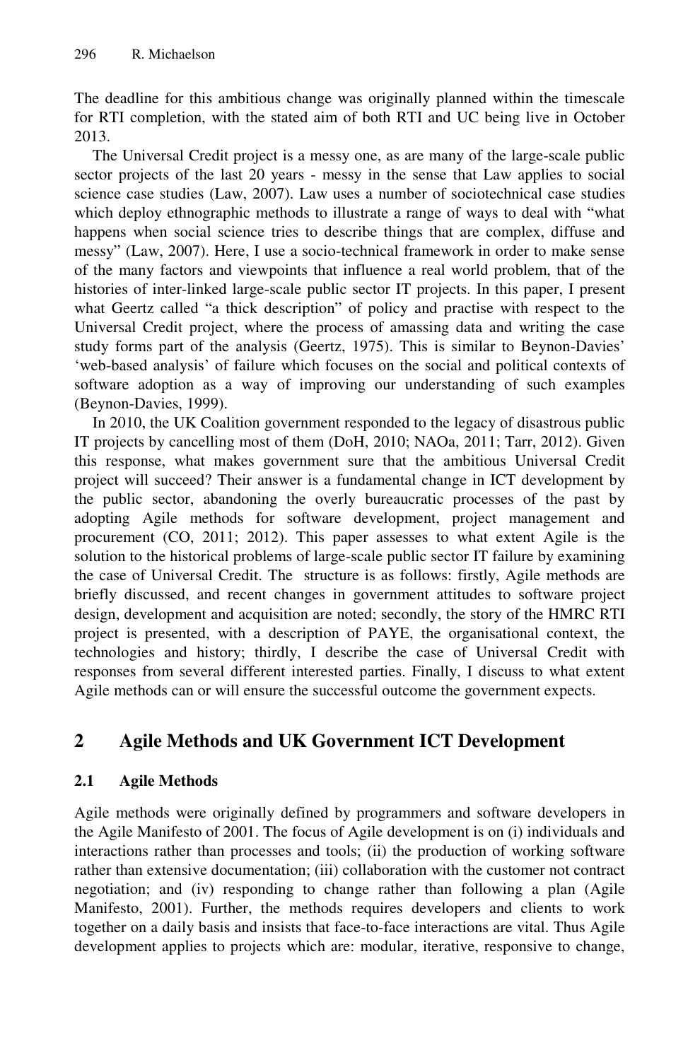The deadline for this ambitious change was originally planned within the timescale for RTI completion, with the stated aim of both RTI and UC being live in October 2013.

The Universal Credit project is a messy one, as are many of the large-scale public sector projects of the last 20 years - messy in the sense that Law applies to social science case studies (Law, 2007). Law uses a number of sociotechnical case studies which deploy ethnographic methods to illustrate a range of ways to deal with "what happens when social science tries to describe things that are complex, diffuse and messy" (Law, 2007). Here, I use a socio-technical framework in order to make sense of the many factors and viewpoints that influence a real world problem, that of the histories of inter-linked large-scale public sector IT projects. In this paper, I present what Geertz called "a thick description" of policy and practise with respect to the Universal Credit project, where the process of amassing data and writing the case study forms part of the analysis (Geertz, 1975). This is similar to Beynon-Davies' 'web-based analysis' of failure which focuses on the social and political contexts of software adoption as a way of improving our understanding of such examples (Beynon-Davies, 1999).

In 2010, the UK Coalition government responded to the legacy of disastrous public IT projects by cancelling most of them (DoH, 2010; NAOa, 2011; Tarr, 2012). Given this response, what makes government sure that the ambitious Universal Credit project will succeed? Their answer is a fundamental change in ICT development by the public sector, abandoning the overly bureaucratic processes of the past by adopting Agile methods for software development, project management and procurement (CO, 2011; 2012). This paper assesses to what extent Agile is the solution to the historical problems of large-scale public sector IT failure by examining the case of Universal Credit. The structure is as follows: firstly, Agile methods are briefly discussed, and recent changes in government attitudes to software project design, development and acquisition are noted; secondly, the story of the HMRC RTI project is presented, with a description of PAYE, the organisational context, the technologies and history; thirdly, I describe the case of Universal Credit with responses from several different interested parties. Finally, I discuss to what extent Agile methods can or will ensure the successful outcome the government expects.

## 2 Agile Methods and UK Government ICT Development

### 2.1 Agile Methods

Agile methods were originally defined by programmers and software developers in the Agile Manifesto of 2001. The focus of Agile development is on (i) individuals and interactions rather than processes and tools; (ii) the production of working software rather than extensive documentation; (iii) collaboration with the customer not contract negotiation; and (iv) responding to change rather than following a plan (Agile Manifesto, 2001). Further, the methods requires developers and clients to work together on a daily basis and insists that face-to-face interactions are vital. Thus Agile development applies to projects which are: modular, iterative, responsive to change,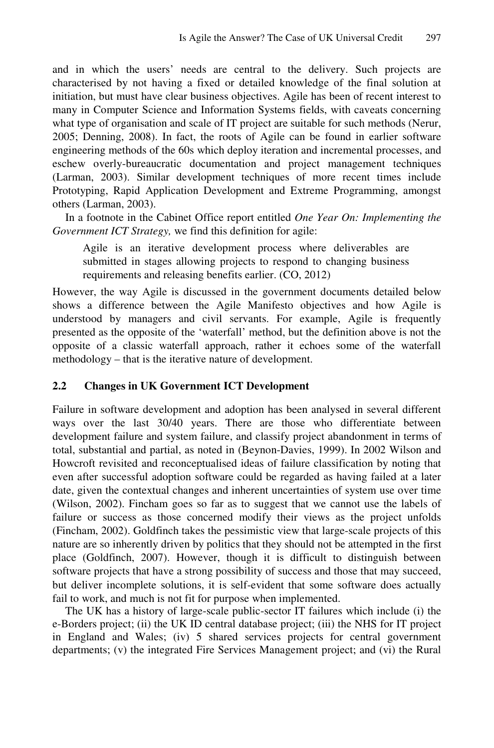and in which the users' needs are central to the delivery. Such projects are characterised by not having a fixed or detailed knowledge of the final solution at initiation, but must have clear business objectives. Agile has been of recent interest to many in Computer Science and Information Systems fields, with caveats concerning what type of organisation and scale of IT project are suitable for such methods (Nerur, 2005; Denning, 2008). In fact, the roots of Agile can be found in earlier software engineering methods of the 60s which deploy iteration and incremental processes, and eschew overly-bureaucratic documentation and project management techniques (Larman, 2003). Similar development techniques of more recent times include Prototyping, Rapid Application Development and Extreme Programming, amongst others (Larman, 2003).

In a footnote in the Cabinet Office report entitled *One Year On: Implementing the Government ICT Strategy,* we find this definition for agile:

> Agile is an iterative development process where deliverables are submitted in stages allowing projects to respond to changing business requirements and releasing benefits earlier. (CO, 2012)

However, the way Agile is discussed in the government documents detailed below shows a difference between the Agile Manifesto objectives and how Agile is understood by managers and civil servants. For example, Agile is frequently presented as the opposite of the 'waterfall' method, but the definition above is not the opposite of a classic waterfall approach, rather it echoes some of the waterfall methodology – that is the iterative nature of development.

### 2.2 Changes in UK Government ICT Development

Failure in software development and adoption has been analysed in several different ways over the last 30/40 years. There are those who differentiate between development failure and system failure, and classify project abandonment in terms of total, substantial and partial, as noted in (Beynon-Davies, 1999). In 2002 Wilson and Howcroft revisited and reconceptualised ideas of failure classification by noting that even after successful adoption software could be regarded as having failed at a later date, given the contextual changes and inherent uncertainties of system use over time (Wilson, 2002). Fincham goes so far as to suggest that we cannot use the labels of failure or success as those concerned modify their views as the project unfolds (Fincham, 2002). Goldfinch takes the pessimistic view that large-scale projects of this nature are so inherently driven by politics that they should not be attempted in the first place (Goldfinch, 2007). However, though it is difficult to distinguish between software projects that have a strong possibility of success and those that may succeed, but deliver incomplete solutions, it is self-evident that some software does actually fail to work, and much is not fit for purpose when implemented.

The UK has a history of large-scale public-sector IT failures which include (i) the e-Borders project; (ii) the UK ID central database project; (iii) the NHS for IT project in England and Wales; (iv) 5 shared services projects for central government departments; (v) the integrated Fire Services Management project; and (vi) the Rural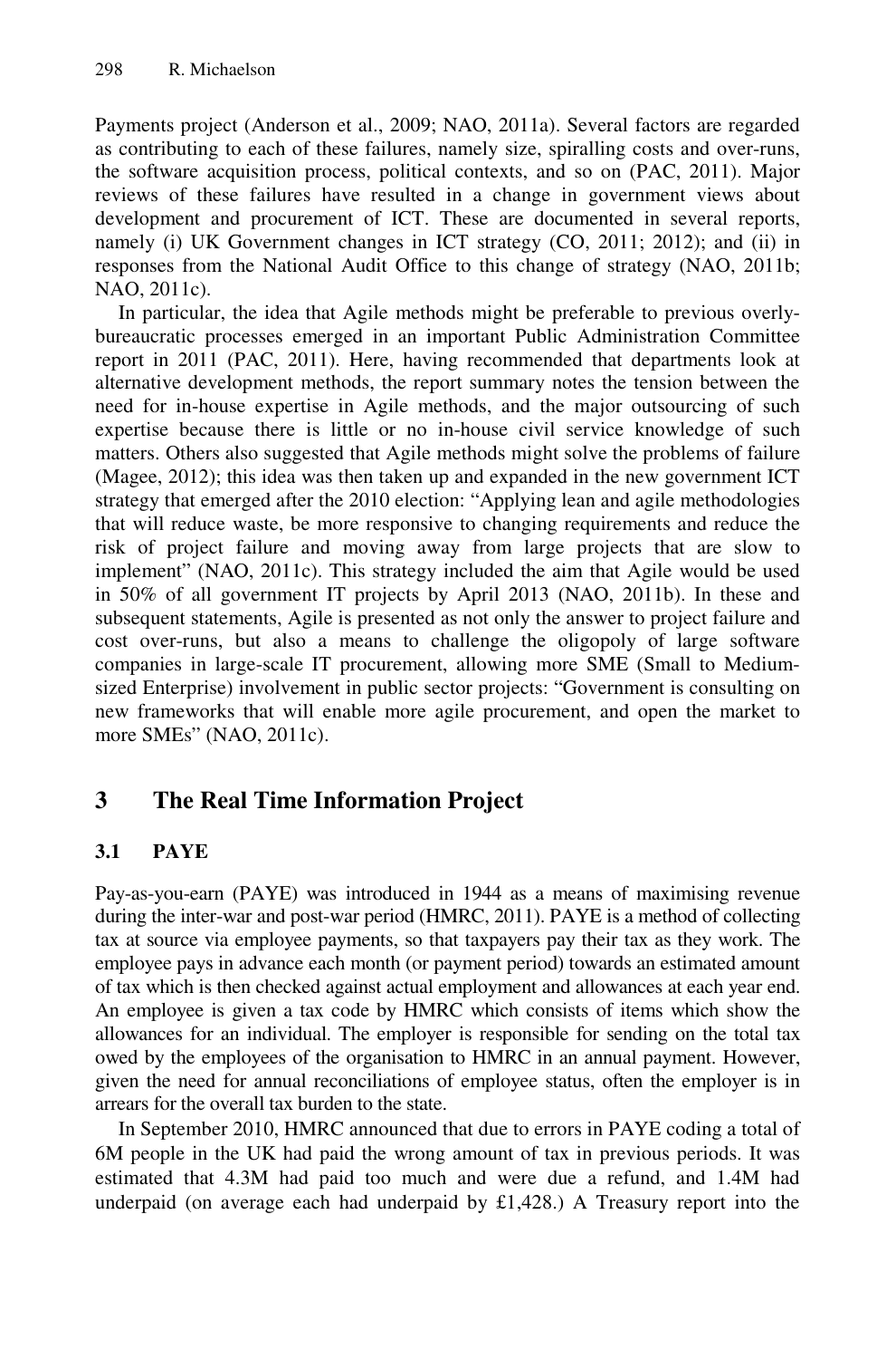Payments project (Anderson et al., 2009; NAO, 2011a). Several factors are regarded as contributing to each of these failures, namely size, spiralling costs and over-runs, the software acquisition process, political contexts, and so on (PAC, 2011). Major reviews of these failures have resulted in a change in government views about development and procurement of ICT. These are documented in several reports, namely (i) UK Government changes in ICT strategy (CO, 2011; 2012); and (ii) in responses from the National Audit Office to this change of strategy (NAO, 2011b; NAO, 2011c).

In particular, the idea that Agile methods might be preferable to previous overly-bureaucratic processes emerged in an important Public Administration Committee report in 2011 (PAC, 2011). Here, having recommended that departments look at alternative development methods, the report summary notes the tension between the need for in-house expertise in Agile methods, and the major outsourcing of such expertise because there is little or no in-house civil service knowledge of such matters. Others also suggested that Agile methods might solve the problems of failure (Magee, 2012); this idea was then taken up and expanded in the new government ICT strategy that emerged after the 2010 election: "Applying lean and agile methodologies that will reduce waste, be more responsive to changing requirements and reduce the risk of project failure and moving away from large projects that are slow to implement" (NAO, 2011c). This strategy included the aim that Agile would be used in 50% of all government IT projects by April 2013 (NAO, 2011b). In these and subsequent statements, Agile is presented as not only the answer to project failure and cost over-runs, but also a means to challenge the oligopoly of large software companies in large-scale IT procurement, allowing more SME (Small to Medium-sized Enterprise) involvement in public sector projects: "Government is consulting on new frameworks that will enable more agile procurement, and open the market to more SMEs" (NAO, 2011c).

## 3 The Real Time Information Project

### 3.1 PAYE

Pay-as-you-earn (PAYE) was introduced in 1944 as a means of maximising revenue during the inter-war and post-war period (HMRC, 2011). PAYE is a method of collecting tax at source via employee payments, so that taxpayers pay their tax as they work. The employee pays in advance each month (or payment period) towards an estimated amount of tax which is then checked against actual employment and allowances at each year end. An employee is given a tax code by HMRC which consists of items which show the allowances for an individual. The employer is responsible for sending on the total tax owed by the employees of the organisation to HMRC in an annual payment. However, given the need for annual reconciliations of employee status, often the employer is in arrears for the overall tax burden to the state.

In September 2010, HMRC announced that due to errors in PAYE coding a total of 6M people in the UK had paid the wrong amount of tax in previous periods. It was estimated that 4.3M had paid too much and were due a refund, and 1.4M had underpaid (on average each had underpaid by £1,428.) A Treasury report into the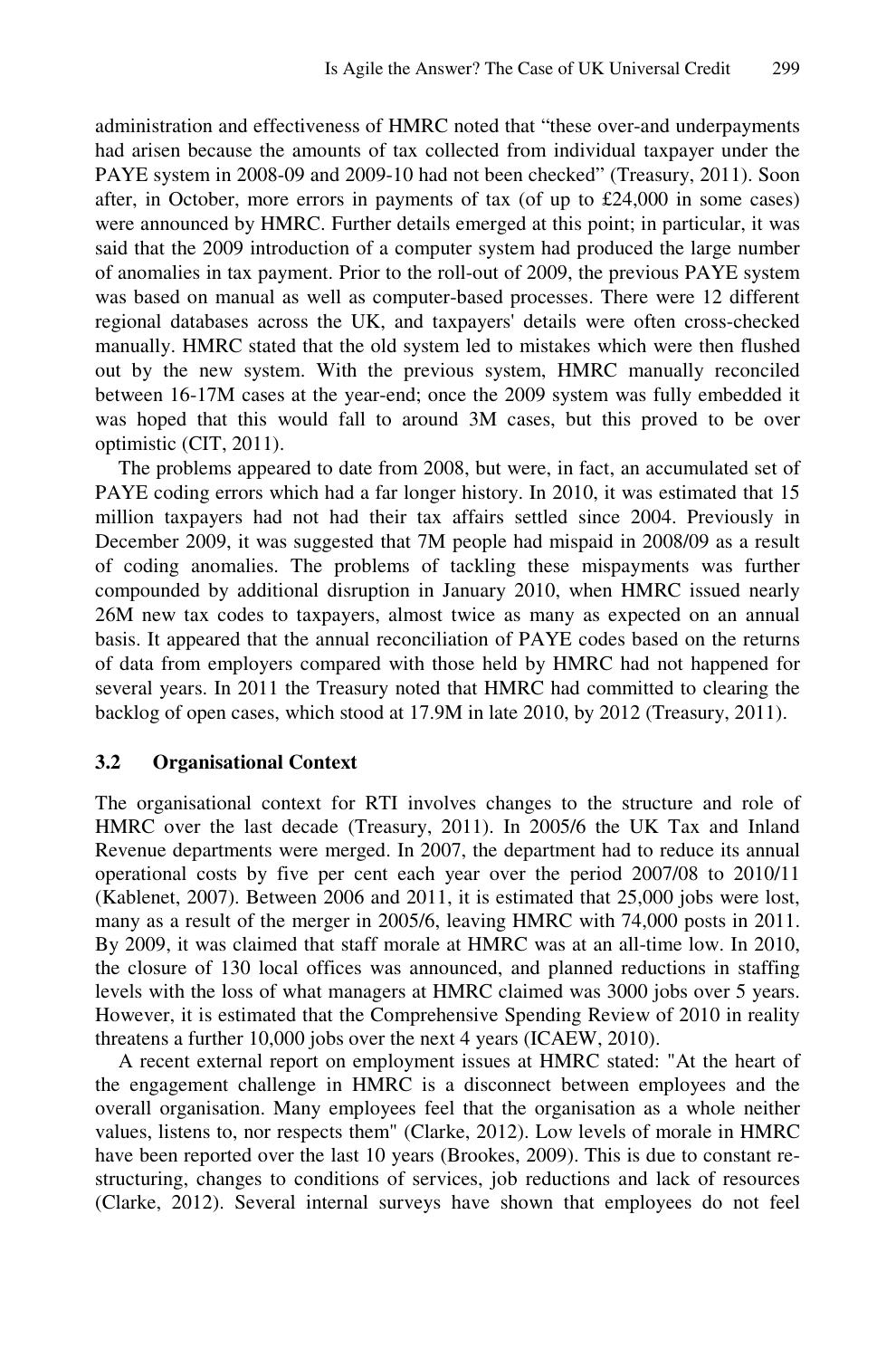administration and effectiveness of HMRC noted that "these over-and underpayments had arisen because the amounts of tax collected from individual taxpayer under the PAYE system in 2008-09 and 2009-10 had not been checked" (Treasury, 2011). Soon after, in October, more errors in payments of tax (of up to £24,000 in some cases) were announced by HMRC. Further details emerged at this point; in particular, it was said that the 2009 introduction of a computer system had produced the large number of anomalies in tax payment. Prior to the roll-out of 2009, the previous PAYE system was based on manual as well as computer-based processes. There were 12 different regional databases across the UK, and taxpayers' details were often cross-checked manually. HMRC stated that the old system led to mistakes which were then flushed out by the new system. With the previous system, HMRC manually reconciled between 16-17M cases at the year-end; once the 2009 system was fully embedded it was hoped that this would fall to around 3M cases, but this proved to be over optimistic (CIT, 2011).

The problems appeared to date from 2008, but were, in fact, an accumulated set of PAYE coding errors which had a far longer history. In 2010, it was estimated that 15 million taxpayers had not had their tax affairs settled since 2004. Previously in December 2009, it was suggested that 7M people had mispaid in 2008/09 as a result of coding anomalies. The problems of tackling these mispayments was further compounded by additional disruption in January 2010, when HMRC issued nearly 26M new tax codes to taxpayers, almost twice as many as expected on an annual basis. It appeared that the annual reconciliation of PAYE codes based on the returns of data from employers compared with those held by HMRC had not happened for several years. In 2011 the Treasury noted that HMRC had committed to clearing the backlog of open cases, which stood at 17.9M in late 2010, by 2012 (Treasury, 2011).

### 3.2 Organisational Context

The organisational context for RTI involves changes to the structure and role of HMRC over the last decade (Treasury, 2011). In 2005/6 the UK Tax and Inland Revenue departments were merged. In 2007, the department had to reduce its annual operational costs by five per cent each year over the period 2007/08 to 2010/11 (Kablenet, 2007). Between 2006 and 2011, it is estimated that 25,000 jobs were lost, many as a result of the merger in 2005/6, leaving HMRC with 74,000 posts in 2011. By 2009, it was claimed that staff morale at HMRC was at an all-time low. In 2010, the closure of 130 local offices was announced, and planned reductions in staffing levels with the loss of what managers at HMRC claimed was 3000 jobs over 5 years. However, it is estimated that the Comprehensive Spending Review of 2010 in reality threatens a further 10,000 jobs over the next 4 years (ICAEW, 2010).

A recent external report on employment issues at HMRC stated: "At the heart of the engagement challenge in HMRC is a disconnect between employees and the overall organisation. Many employees feel that the organisation as a whole neither values, listens to, nor respects them" (Clarke, 2012). Low levels of morale in HMRC have been reported over the last 10 years (Brookes, 2009). This is due to constant re-structuring, changes to conditions of services, job reductions and lack of resources (Clarke, 2012). Several internal surveys have shown that employees do not feel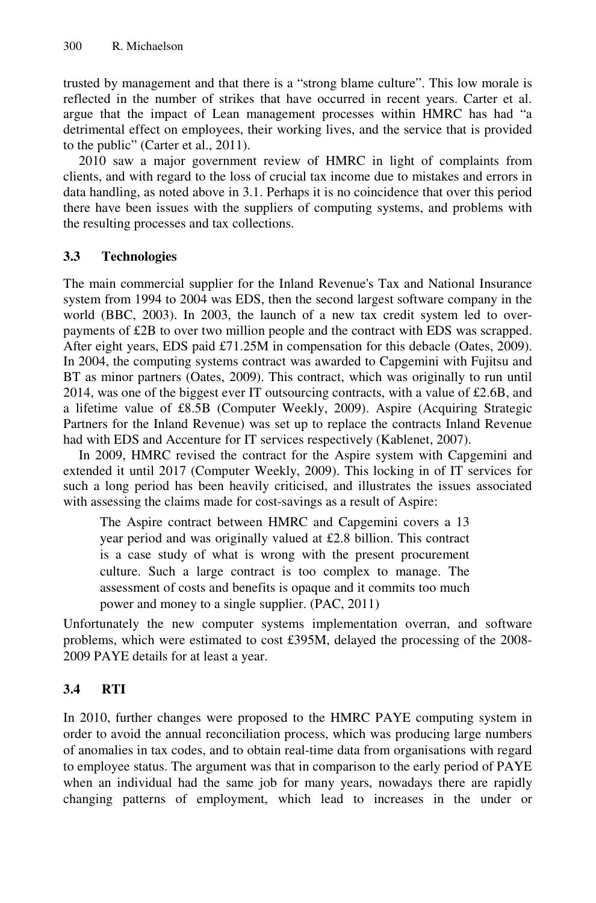trusted by management and that there is a "strong blame culture". This low morale is reflected in the number of strikes that have occurred in recent years. Carter et al. argue that the impact of Lean management processes within HMRC has had "a detrimental effect on employees, their working lives, and the service that is provided to the public" (Carter et al., 2011).

2010 saw a major government review of HMRC in light of complaints from clients, and with regard to the loss of crucial tax income due to mistakes and errors in data handling, as noted above in 3.1. Perhaps it is no coincidence that over this period there have been issues with the suppliers of computing systems, and problems with the resulting processes and tax collections.

### 3.3 Technologies

The main commercial supplier for the Inland Revenue's Tax and National Insurance system from 1994 to 2004 was EDS, then the second largest software company in the world (BBC, 2003). In 2003, the launch of a new tax credit system led to over-payments of £2B to over two million people and the contract with EDS was scrapped. After eight years, EDS paid £71.25M in compensation for this debacle (Oates, 2009). In 2004, the computing systems contract was awarded to Capgemini with Fujitsu and BT as minor partners (Oates, 2009). This contract, which was originally to run until 2014, was one of the biggest ever IT outsourcing contracts, with a value of £2.6B, and a lifetime value of £8.5B (Computer Weekly, 2009). Aspire (Acquiring Strategic Partners for the Inland Revenue) was set up to replace the contracts Inland Revenue had with EDS and Accenture for IT services respectively (Kablenet, 2007).

In 2009, HMRC revised the contract for the Aspire system with Capgemini and extended it until 2017 (Computer Weekly, 2009). This locking in of IT services for such a long period has been heavily criticised, and illustrates the issues associated with assessing the claims made for cost-savings as a result of Aspire:

> The Aspire contract between HMRC and Capgemini covers a 13 year period and was originally valued at £2.8 billion. This contract is a case study of what is wrong with the present procurement culture. Such a large contract is too complex to manage. The assessment of costs and benefits is opaque and it commits too much power and money to a single supplier. (PAC, 2011)

Unfortunately the new computer systems implementation overran, and software problems, which were estimated to cost £395M, delayed the processing of the 2008-2009 PAYE details for at least a year.

### 3.4 RTI

In 2010, further changes were proposed to the HMRC PAYE computing system in order to avoid the annual reconciliation process, which was producing large numbers of anomalies in tax codes, and to obtain real-time data from organisations with regard to employee status. The argument was that in comparison to the early period of PAYE when an individual had the same job for many years, nowadays there are rapidly changing patterns of employment, which lead to increases in the under or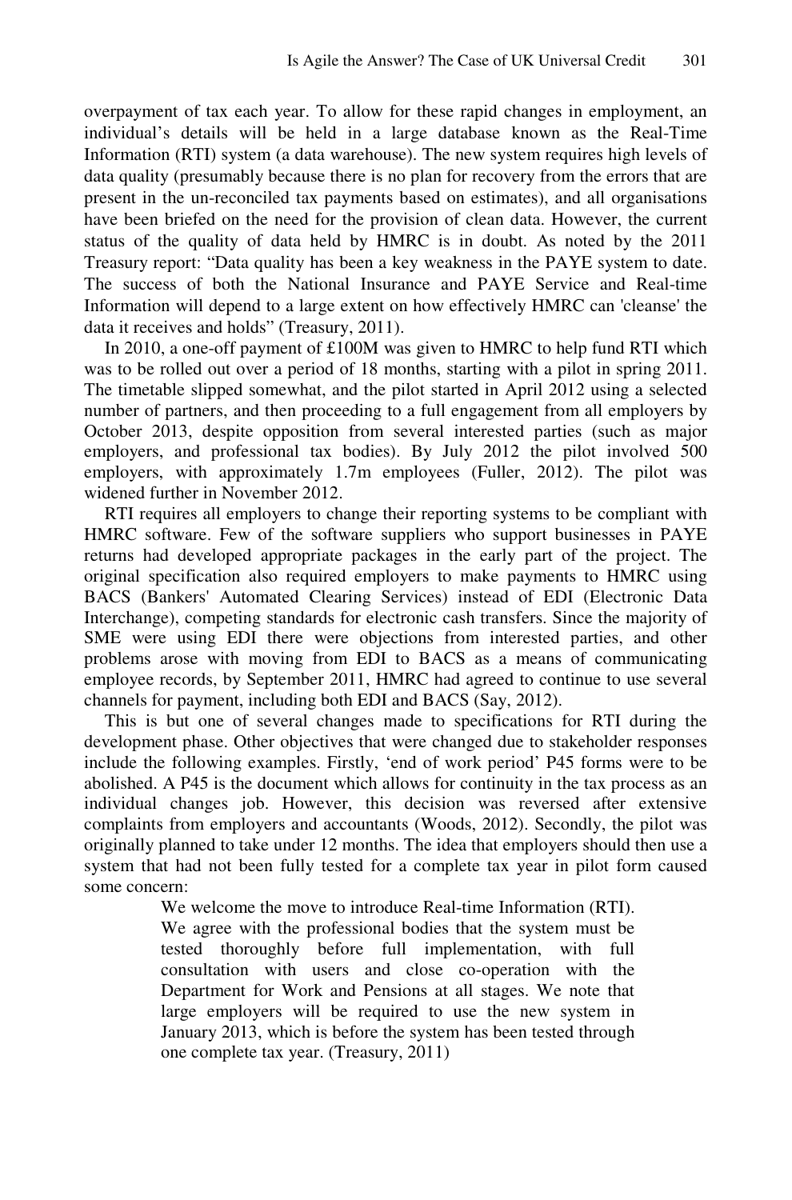overpayment of tax each year. To allow for these rapid changes in employment, an individual's details will be held in a large database known as the Real-Time Information (RTI) system (a data warehouse). The new system requires high levels of data quality (presumably because there is no plan for recovery from the errors that are present in the un-reconciled tax payments based on estimates), and all organisations have been briefed on the need for the provision of clean data. However, the current status of the quality of data held by HMRC is in doubt. As noted by the 2011 Treasury report: "Data quality has been a key weakness in the PAYE system to date. The success of both the National Insurance and PAYE Service and Real-time Information will depend to a large extent on how effectively HMRC can 'cleanse' the data it receives and holds" (Treasury, 2011).

In 2010, a one-off payment of £100M was given to HMRC to help fund RTI which was to be rolled out over a period of 18 months, starting with a pilot in spring 2011. The timetable slipped somewhat, and the pilot started in April 2012 using a selected number of partners, and then proceeding to a full engagement from all employers by October 2013, despite opposition from several interested parties (such as major employers, and professional tax bodies). By July 2012 the pilot involved 500 employers, with approximately 1.7m employees (Fuller, 2012). The pilot was widened further in November 2012.

RTI requires all employers to change their reporting systems to be compliant with HMRC software. Few of the software suppliers who support businesses in PAYE returns had developed appropriate packages in the early part of the project. The original specification also required employers to make payments to HMRC using BACS (Bankers' Automated Clearing Services) instead of EDI (Electronic Data Interchange), competing standards for electronic cash transfers. Since the majority of SME were using EDI there were objections from interested parties, and other problems arose with moving from EDI to BACS as a means of communicating employee records, by September 2011, HMRC had agreed to continue to use several channels for payment, including both EDI and BACS (Say, 2012).

This is but one of several changes made to specifications for RTI during the development phase. Other objectives that were changed due to stakeholder responses include the following examples. Firstly, 'end of work period' P45 forms were to be abolished. A P45 is the document which allows for continuity in the tax process as an individual changes job. However, this decision was reversed after extensive complaints from employers and accountants (Woods, 2012). Secondly, the pilot was originally planned to take under 12 months. The idea that employers should then use a system that had not been fully tested for a complete tax year in pilot form caused some concern:

> We welcome the move to introduce Real-time Information (RTI). We agree with the professional bodies that the system must be tested thoroughly before full implementation, with full consultation with users and close co-operation with the Department for Work and Pensions at all stages. We note that large employers will be required to use the new system in January 2013, which is before the system has been tested through one complete tax year. (Treasury, 2011)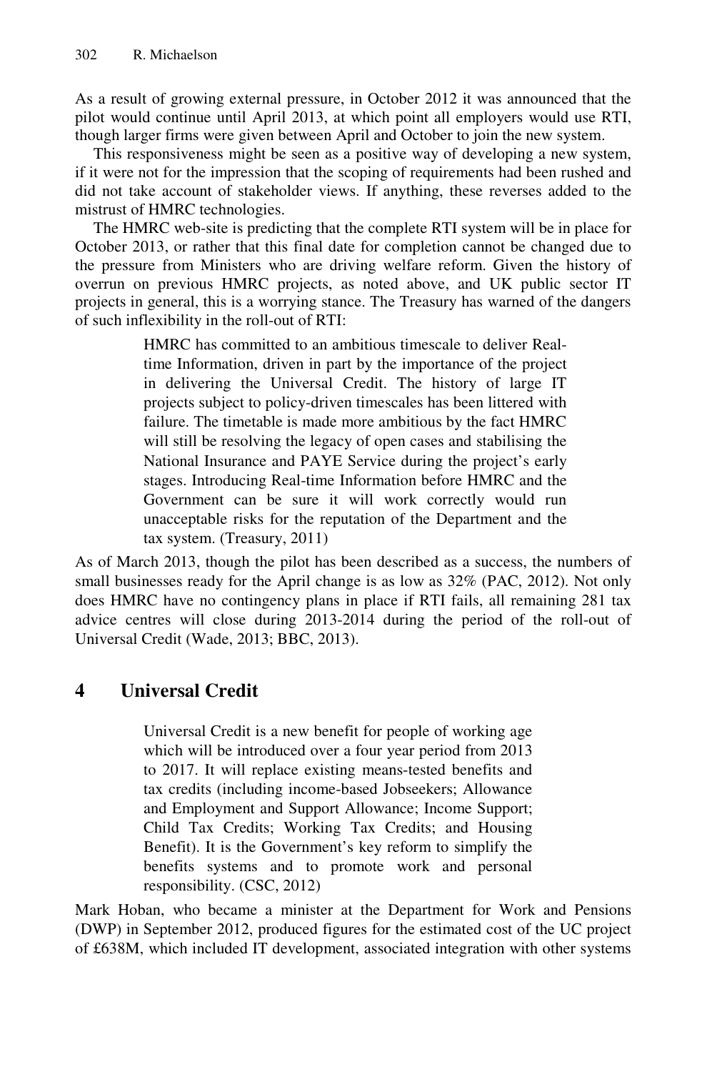As a result of growing external pressure, in October 2012 it was announced that the pilot would continue until April 2013, at which point all employers would use RTI, though larger firms were given between April and October to join the new system.

This responsiveness might be seen as a positive way of developing a new system, if it were not for the impression that the scoping of requirements had been rushed and did not take account of stakeholder views. If anything, these reverses added to the mistrust of HMRC technologies.

The HMRC web-site is predicting that the complete RTI system will be in place for October 2013, or rather that this final date for completion cannot be changed due to the pressure from Ministers who are driving welfare reform. Given the history of overrun on previous HMRC projects, as noted above, and UK public sector IT projects in general, this is a worrying stance. The Treasury has warned of the dangers of such inflexibility in the roll-out of RTI:

> HMRC has committed to an ambitious timescale to deliver Real-time Information, driven in part by the importance of the project in delivering the Universal Credit. The history of large IT projects subject to policy-driven timescales has been littered with failure. The timetable is made more ambitious by the fact HMRC will still be resolving the legacy of open cases and stabilising the National Insurance and PAYE Service during the project's early stages. Introducing Real-time Information before HMRC and the Government can be sure it will work correctly would run unacceptable risks for the reputation of the Department and the tax system. (Treasury, 2011)

As of March 2013, though the pilot has been described as a success, the numbers of small businesses ready for the April change is as low as 32% (PAC, 2012). Not only does HMRC have no contingency plans in place if RTI fails, all remaining 281 tax advice centres will close during 2013-2014 during the period of the roll-out of Universal Credit (Wade, 2013; BBC, 2013).

## 4 Universal Credit

> Universal Credit is a new benefit for people of working age which will be introduced over a four year period from 2013 to 2017. It will replace existing means-tested benefits and tax credits (including income-based Jobseekers; Allowance and Employment and Support Allowance; Income Support; Child Tax Credits; Working Tax Credits; and Housing Benefit). It is the Government's key reform to simplify the benefits systems and to promote work and personal responsibility. (CSC, 2012)

Mark Hoban, who became a minister at the Department for Work and Pensions (DWP) in September 2012, produced figures for the estimated cost of the UC project of £638M, which included IT development, associated integration with other systems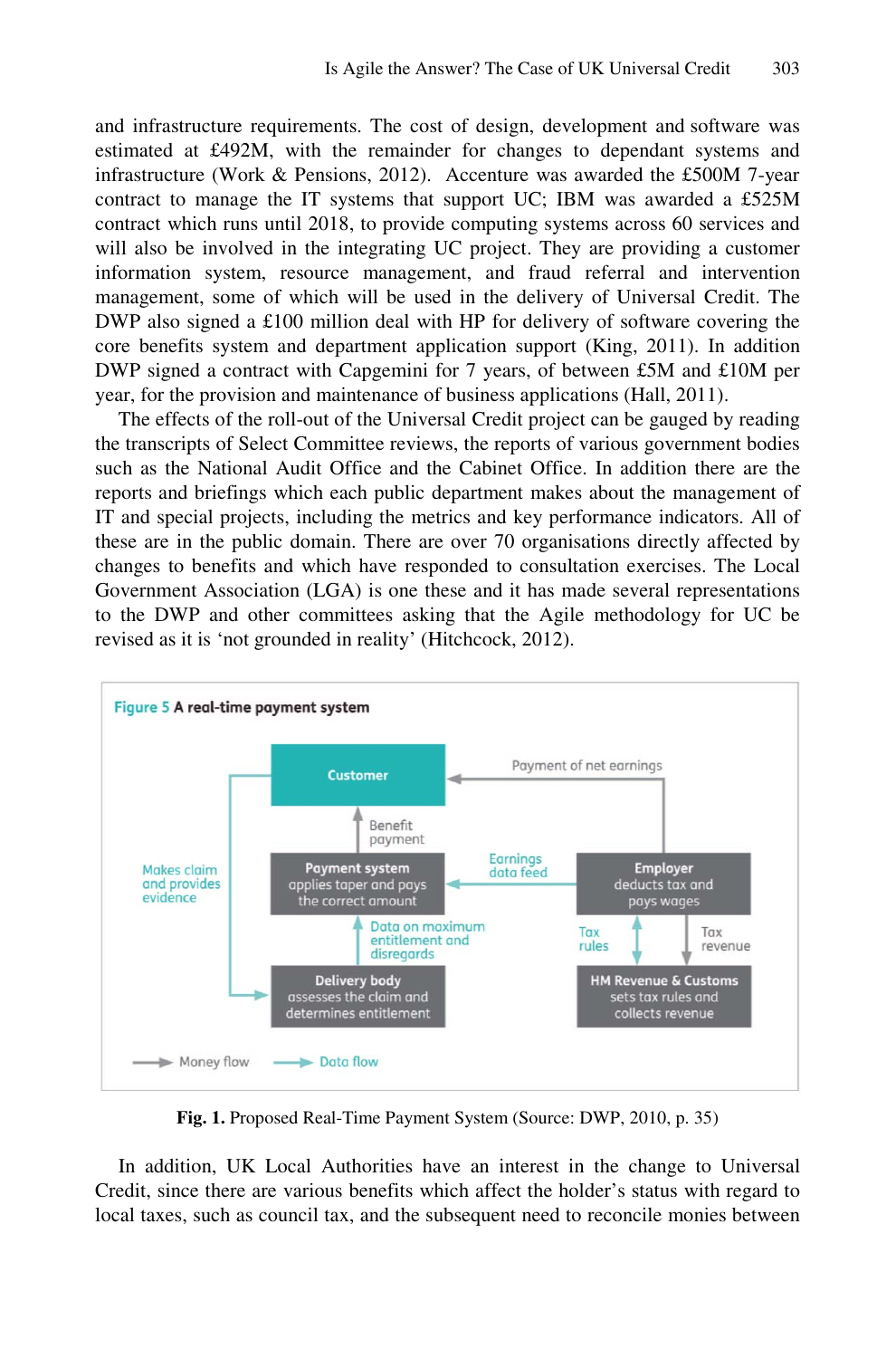and infrastructure requirements. The cost of design, development and software was estimated at £492M, with the remainder for changes to dependant systems and infrastructure (Work & Pensions, 2012). Accenture was awarded the £500M 7-year contract to manage the IT systems that support UC; IBM was awarded a £525M contract which runs until 2018, to provide computing systems across 60 services and will also be involved in the integrating UC project. They are providing a customer information system, resource management, and fraud referral and intervention management, some of which will be used in the delivery of Universal Credit. The DWP also signed a £100 million deal with HP for delivery of software covering the core benefits system and department application support (King, 2011). In addition DWP signed a contract with Capgemini for 7 years, of between £5M and £10M per year, for the provision and maintenance of business applications (Hall, 2011).

The effects of the roll-out of the Universal Credit project can be gauged by reading the transcripts of Select Committee reviews, the reports of various government bodies such as the National Audit Office and the Cabinet Office. In addition there are the reports and briefings which each public department makes about the management of IT and special projects, including the metrics and key performance indicators. All of these are in the public domain. There are over 70 organisations directly affected by changes to benefits and which have responded to consultation exercises. The Local Government Association (LGA) is one these and it has made several representations to the DWP and other committees asking that the Agile methodology for UC be revised as it is 'not grounded in reality' (Hitchcock, 2012).

**Figure 5** A real-time payment system

Customer; Payment of net earnings; Benefit payment; Makes claim and provides evidence; Payment system applies taper and pays the correct amount; Earnings data feed; Employer deducts tax and pays wages; Data on maximum entitlement and disregards; Tax rules; Tax revenue; Delivery body assesses the claim and determines entitlement; HM Revenue & Customs sets tax rules and collects revenue; Money flow; Data flow

**Fig. 1.** Proposed Real-Time Payment System (Source: DWP, 2010, p. 35)

In addition, UK Local Authorities have an interest in the change to Universal Credit, since there are various benefits which affect the holder's status with regard to local taxes, such as council tax, and the subsequent need to reconcile monies between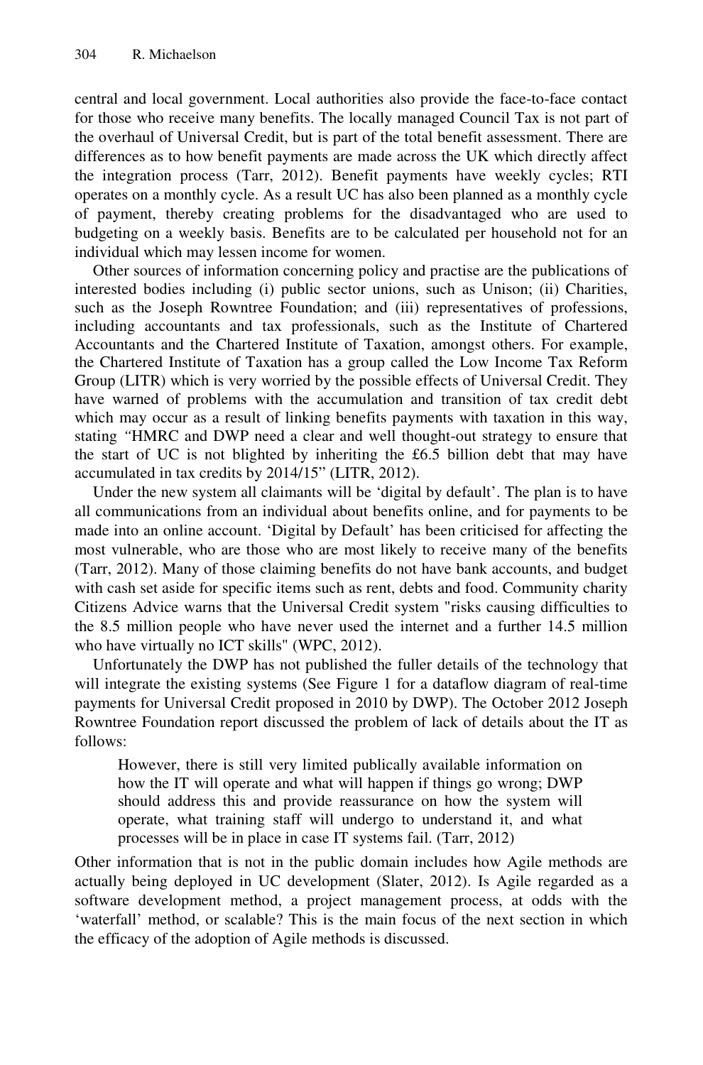central and local government. Local authorities also provide the face-to-face contact for those who receive many benefits. The locally managed Council Tax is not part of the overhaul of Universal Credit, but is part of the total benefit assessment. There are differences as to how benefit payments are made across the UK which directly affect the integration process (Tarr, 2012). Benefit payments have weekly cycles; RTI operates on a monthly cycle. As a result UC has also been planned as a monthly cycle of payment, thereby creating problems for the disadvantaged who are used to budgeting on a weekly basis. Benefits are to be calculated per household not for an individual which may lessen income for women.

Other sources of information concerning policy and practise are the publications of interested bodies including (i) public sector unions, such as Unison; (ii) Charities, such as the Joseph Rowntree Foundation; and (iii) representatives of professions, including accountants and tax professionals, such as the Institute of Chartered Accountants and the Chartered Institute of Taxation, amongst others. For example, the Chartered Institute of Taxation has a group called the Low Income Tax Reform Group (LITR) which is very worried by the possible effects of Universal Credit. They have warned of problems with the accumulation and transition of tax credit debt which may occur as a result of linking benefits payments with taxation in this way, stating "HMRC and DWP need a clear and well thought-out strategy to ensure that the start of UC is not blighted by inheriting the £6.5 billion debt that may have accumulated in tax credits by 2014/15" (LITR, 2012).

Under the new system all claimants will be 'digital by default'. The plan is to have all communications from an individual about benefits online, and for payments to be made into an online account. 'Digital by Default' has been criticised for affecting the most vulnerable, who are those who are most likely to receive many of the benefits (Tarr, 2012). Many of those claiming benefits do not have bank accounts, and budget with cash set aside for specific items such as rent, debts and food. Community charity Citizens Advice warns that the Universal Credit system "risks causing difficulties to the 8.5 million people who have never used the internet and a further 14.5 million who have virtually no ICT skills" (WPC, 2012).

Unfortunately the DWP has not published the fuller details of the technology that will integrate the existing systems (See Figure 1 for a dataflow diagram of real-time payments for Universal Credit proposed in 2010 by DWP). The October 2012 Joseph Rowntree Foundation report discussed the problem of lack of details about the IT as follows:

> However, there is still very limited publically available information on how the IT will operate and what will happen if things go wrong; DWP should address this and provide reassurance on how the system will operate, what training staff will undergo to understand it, and what processes will be in place in case IT systems fail. (Tarr, 2012)

Other information that is not in the public domain includes how Agile methods are actually being deployed in UC development (Slater, 2012). Is Agile regarded as a software development method, a project management process, at odds with the 'waterfall' method, or scalable? This is the main focus of the next section in which the efficacy of the adoption of Agile methods is discussed.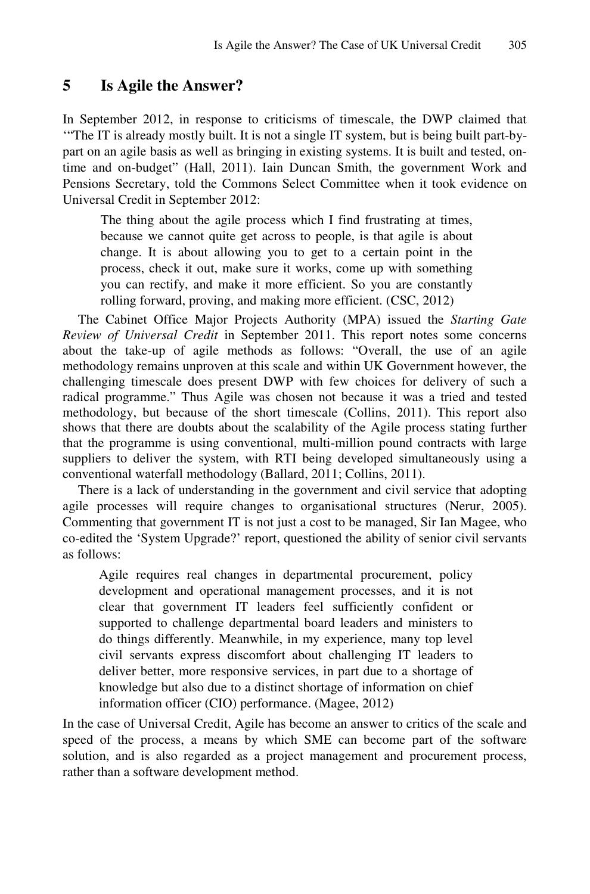## 5 Is Agile the Answer?

In September 2012, in response to criticisms of timescale, the DWP claimed that '"The IT is already mostly built. It is not a single IT system, but is being built part-by-part on an agile basis as well as bringing in existing systems. It is built and tested, on-time and on-budget" (Hall, 2011). Iain Duncan Smith, the government Work and Pensions Secretary, told the Commons Select Committee when it took evidence on Universal Credit in September 2012:

> The thing about the agile process which I find frustrating at times, because we cannot quite get across to people, is that agile is about change. It is about allowing you to get to a certain point in the process, check it out, make sure it works, come up with something you can rectify, and make it more efficient. So you are constantly rolling forward, proving, and making more efficient. (CSC, 2012)

The Cabinet Office Major Projects Authority (MPA) issued the *Starting Gate Review of Universal Credit* in September 2011. This report notes some concerns about the take-up of agile methods as follows: "Overall, the use of an agile methodology remains unproven at this scale and within UK Government however, the challenging timescale does present DWP with few choices for delivery of such a radical programme." Thus Agile was chosen not because it was a tried and tested methodology, but because of the short timescale (Collins, 2011). This report also shows that there are doubts about the scalability of the Agile process stating further that the programme is using conventional, multi-million pound contracts with large suppliers to deliver the system, with RTI being developed simultaneously using a conventional waterfall methodology (Ballard, 2011; Collins, 2011).

There is a lack of understanding in the government and civil service that adopting agile processes will require changes to organisational structures (Nerur, 2005). Commenting that government IT is not just a cost to be managed, Sir Ian Magee, who co-edited the 'System Upgrade?' report, questioned the ability of senior civil servants as follows:

> Agile requires real changes in departmental procurement, policy development and operational management processes, and it is not clear that government IT leaders feel sufficiently confident or supported to challenge departmental board leaders and ministers to do things differently. Meanwhile, in my experience, many top level civil servants express discomfort about challenging IT leaders to deliver better, more responsive services, in part due to a shortage of knowledge but also due to a distinct shortage of information on chief information officer (CIO) performance. (Magee, 2012)

In the case of Universal Credit, Agile has become an answer to critics of the scale and speed of the process, a means by which SME can become part of the software solution, and is also regarded as a project management and procurement process, rather than a software development method.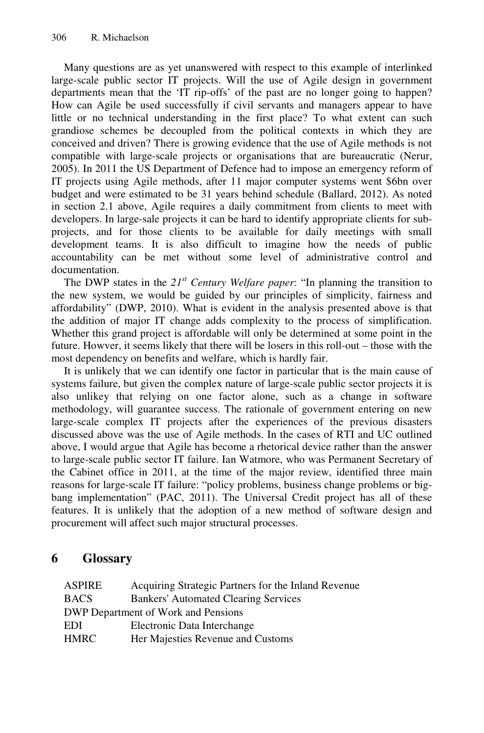Many questions are as yet unanswered with respect to this example of interlinked large-scale public sector IT projects. Will the use of Agile design in government departments mean that the 'IT rip-offs' of the past are no longer going to happen? How can Agile be used successfully if civil servants and managers appear to have little or no technical understanding in the first place? To what extent can such grandiose schemes be decoupled from the political contexts in which they are conceived and driven? There is growing evidence that the use of Agile methods is not compatible with large-scale projects or organisations that are bureaucratic (Nerur, 2005). In 2011 the US Department of Defence had to impose an emergency reform of IT projects using Agile methods, after 11 major computer systems went $6bn over budget and were estimated to be 31 years behind schedule (Ballard, 2012). As noted in section 2.1 above, Agile requires a daily commitment from clients to meet with developers. In large-sale projects it can be hard to identify appropriate clients for sub-projects, and for those clients to be available for daily meetings with small development teams. It is also difficult to imagine how the needs of public accountability can be met without some level of administrative control and documentation.

The DWP states in the *21st Century Welfare paper*: "In planning the transition to the new system, we would be guided by our principles of simplicity, fairness and affordability" (DWP, 2010). What is evident in the analysis presented above is that the addition of major IT change adds complexity to the process of simplification. Whether this grand project is affordable will only be determined at some point in the future. Howver, it seems likely that there will be losers in this roll-out – those with the most dependency on benefits and welfare, which is hardly fair.

It is unlikely that we can identify one factor in particular that is the main cause of systems failure, but given the complex nature of large-scale public sector projects it is also unlikey that relying on one factor alone, such as a change in software methodology, will guarantee success. The rationale of government entering on new large-scale complex IT projects after the experiences of the previous disasters discussed above was the use of Agile methods. In the cases of RTI and UC outlined above, I would argue that Agile has become a rhetorical device rather than the answer to large-scale public sector IT failure. Ian Watmore, who was Permanent Secretary of the Cabinet office in 2011, at the time of the major review, identified three main reasons for large-scale IT failure: "policy problems, business change problems or big-bang implementation" (PAC, 2011). The Universal Credit project has all of these features. It is unlikely that the adoption of a new method of software design and procurement will affect such major structural processes.

## 6 Glossary

| | |
|---|---|
| ASPIRE | Acquiring Strategic Partners for the Inland Revenue |
| BACS | Bankers' Automated Clearing Services |
| DWP | Department of Work and Pensions |
| EDI | Electronic Data Interchange |
| HMRC | Her Majesties Revenue and Customs |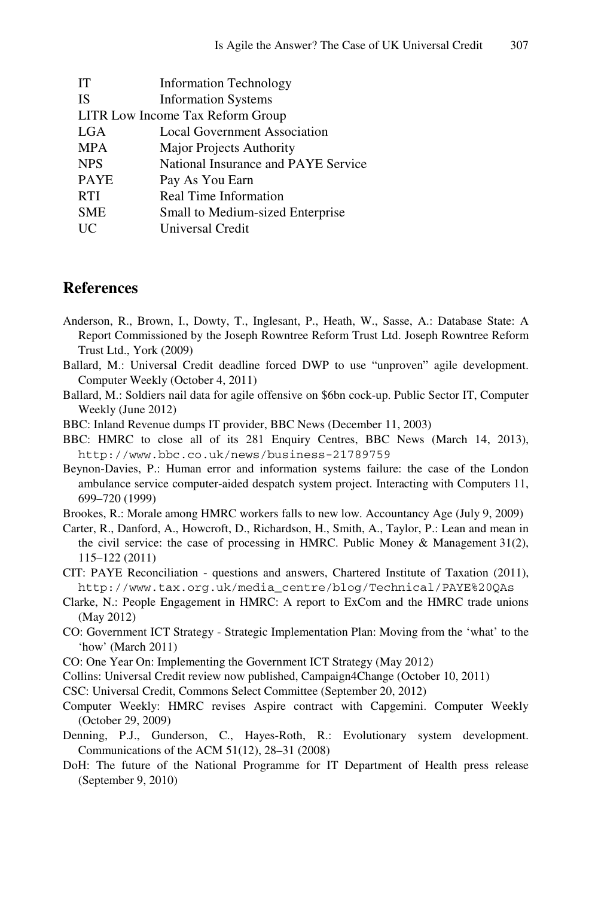| | |
|---|---|
| IT | Information Technology |
| IS | Information Systems |
| LITR | Low Income Tax Reform Group |
| LGA | Local Government Association |
| MPA | Major Projects Authority |
| NPS | National Insurance and PAYE Service |
| PAYE | Pay As You Earn |
| RTI | Real Time Information |
| SME | Small to Medium-sized Enterprise |
| UC | Universal Credit |

## References

- Anderson, R., Brown, I., Dowty, T., Inglesant, P., Heath, W., Sasse, A.: Database State: A Report Commissioned by the Joseph Rowntree Reform Trust Ltd. Joseph Rowntree Reform Trust Ltd., York (2009)
- Ballard, M.: Universal Credit deadline forced DWP to use "unproven" agile development. Computer Weekly (October 4, 2011)
- Ballard, M.: Soldiers nail data for agile offensive on $6bn cock-up. Public Sector IT, Computer Weekly (June 2012)
- BBC: Inland Revenue dumps IT provider, BBC News (December 11, 2003)
- BBC: HMRC to close all of its 281 Enquiry Centres, BBC News (March 14, 2013), http://www.bbc.co.uk/news/business-21789759
- Beynon-Davies, P.: Human error and information systems failure: the case of the London ambulance service computer-aided despatch system project. Interacting with Computers 11, 699–720 (1999)
- Brookes, R.: Morale among HMRC workers falls to new low. Accountancy Age (July 9, 2009)
- Carter, R., Danford, A., Howcroft, D., Richardson, H., Smith, A., Taylor, P.: Lean and mean in the civil service: the case of processing in HMRC. Public Money & Management 31(2), 115–122 (2011)
- CIT: PAYE Reconciliation - questions and answers, Chartered Institute of Taxation (2011), http://www.tax.org.uk/media_centre/blog/Technical/PAYE%20QAs
- Clarke, N.: People Engagement in HMRC: A report to ExCom and the HMRC trade unions (May 2012)
- CO: Government ICT Strategy - Strategic Implementation Plan: Moving from the 'what' to the 'how' (March 2011)
- CO: One Year On: Implementing the Government ICT Strategy (May 2012)
- Collins: Universal Credit review now published, Campaign4Change (October 10, 2011)
- CSC: Universal Credit, Commons Select Committee (September 20, 2012)
- Computer Weekly: HMRC revises Aspire contract with Capgemini. Computer Weekly (October 29, 2009)
- Denning, P.J., Gunderson, C., Hayes-Roth, R.: Evolutionary system development. Communications of the ACM 51(12), 28–31 (2008)
- DoH: The future of the National Programme for IT Department of Health press release (September 9, 2010)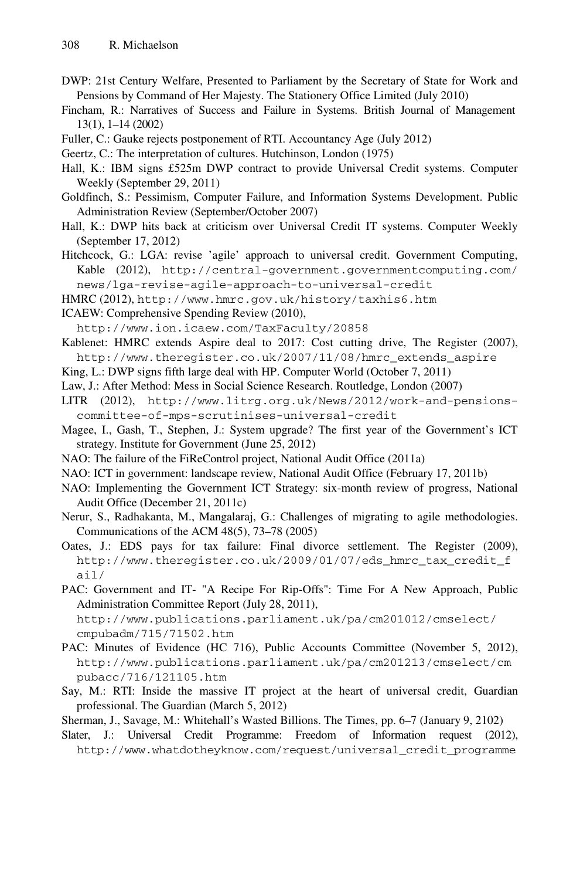DWP: 21st Century Welfare, Presented to Parliament by the Secretary of State for Work and Pensions by Command of Her Majesty. The Stationery Office Limited (July 2010)

Fincham, R.: Narratives of Success and Failure in Systems. British Journal of Management 13(1), 1–14 (2002)

Fuller, C.: Gauke rejects postponement of RTI. Accountancy Age (July 2012)

Geertz, C.: The interpretation of cultures. Hutchinson, London (1975)

Hall, K.: IBM signs £525m DWP contract to provide Universal Credit systems. Computer Weekly (September 29, 2011)

Goldfinch, S.: Pessimism, Computer Failure, and Information Systems Development. Public Administration Review (September/October 2007)

Hall, K.: DWP hits back at criticism over Universal Credit IT systems. Computer Weekly (September 17, 2012)

Hitchcock, G.: LGA: revise 'agile' approach to universal credit. Government Computing, Kable (2012), http://central-government.governmentcomputing.com/news/lga-revise-agile-approach-to-universal-credit

HMRC (2012), http://www.hmrc.gov.uk/history/taxhis6.htm

ICAEW: Comprehensive Spending Review (2010), http://www.ion.icaew.com/TaxFaculty/20858

Kablenet: HMRC extends Aspire deal to 2017: Cost cutting drive, The Register (2007), http://www.theregister.co.uk/2007/11/08/hmrc_extends_aspire

King, L.: DWP signs fifth large deal with HP. Computer World (October 7, 2011)

Law, J.: After Method: Mess in Social Science Research. Routledge, London (2007)

LITR (2012), http://www.litrg.org.uk/News/2012/work-and-pensions-committee-of-mps-scrutinises-universal-credit

Magee, I., Gash, T., Stephen, J.: System upgrade? The first year of the Government's ICT strategy. Institute for Government (June 25, 2012)

NAO: The failure of the FiReControl project, National Audit Office (2011a)

NAO: ICT in government: landscape review, National Audit Office (February 17, 2011b)

NAO: Implementing the Government ICT Strategy: six-month review of progress, National Audit Office (December 21, 2011c)

Nerur, S., Radhakanta, M., Mangalaraj, G.: Challenges of migrating to agile methodologies. Communications of the ACM 48(5), 73–78 (2005)

Oates, J.: EDS pays for tax failure: Final divorce settlement. The Register (2009), http://www.theregister.co.uk/2009/01/07/eds_hmrc_tax_credit_fail/

PAC: Government and IT- "A Recipe For Rip-Offs": Time For A New Approach, Public Administration Committee Report (July 28, 2011), http://www.publications.parliament.uk/pa/cm201012/cmselect/cmpubadm/715/71502.htm

PAC: Minutes of Evidence (HC 716), Public Accounts Committee (November 5, 2012), http://www.publications.parliament.uk/pa/cm201213/cmselect/cmpubacc/716/121105.htm

Say, M.: RTI: Inside the massive IT project at the heart of universal credit, Guardian professional. The Guardian (March 5, 2012)

Sherman, J., Savage, M.: Whitehall's Wasted Billions. The Times, pp. 6–7 (January 9, 2102)

Slater, J.: Universal Credit Programme: Freedom of Information request (2012), http://www.whatdotheyknow.com/request/universal_credit_programme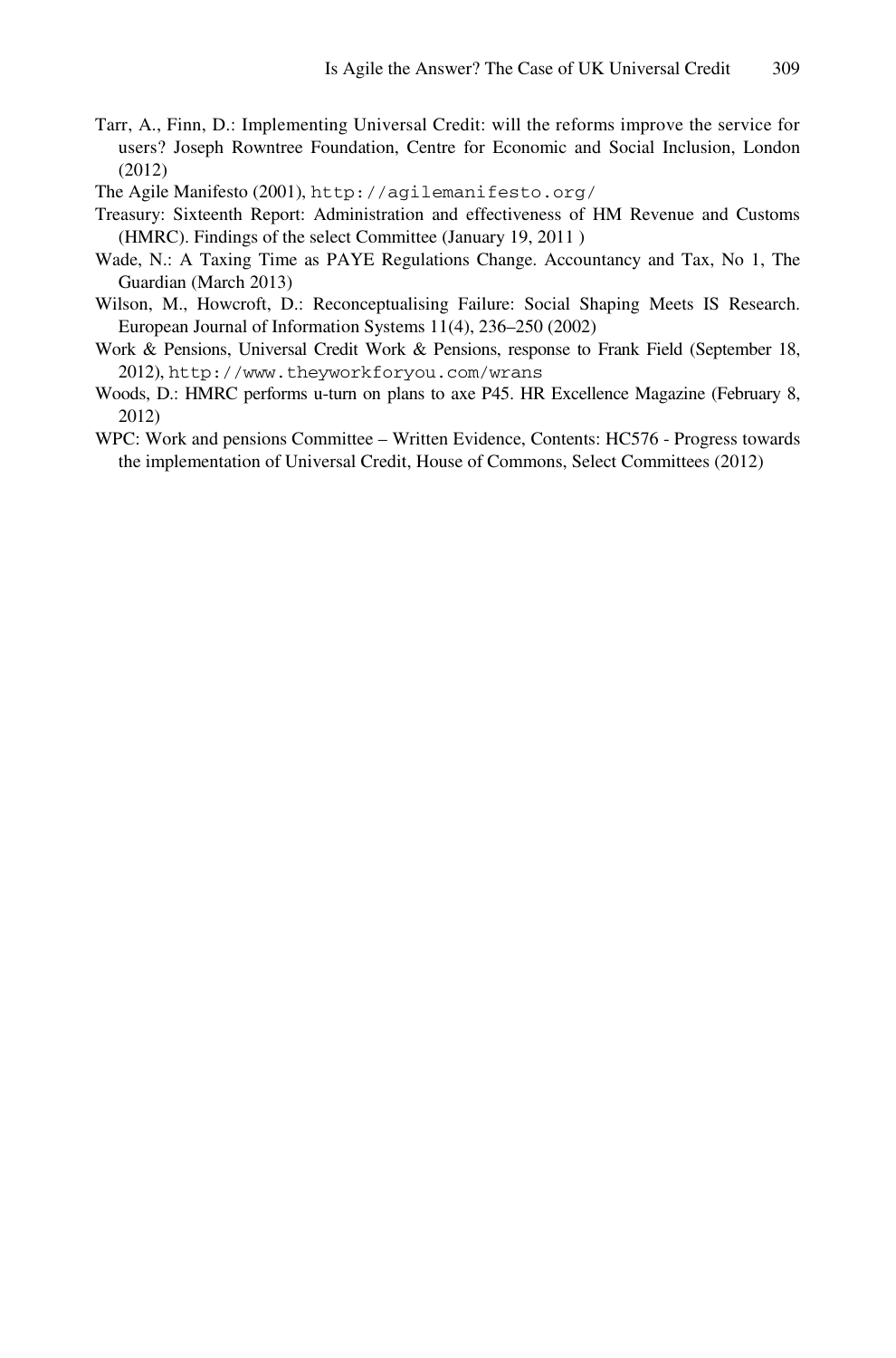Tarr, A., Finn, D.: Implementing Universal Credit: will the reforms improve the service for users? Joseph Rowntree Foundation, Centre for Economic and Social Inclusion, London (2012)

The Agile Manifesto (2001), http://agilemanifesto.org/

Treasury: Sixteenth Report: Administration and effectiveness of HM Revenue and Customs (HMRC). Findings of the select Committee (January 19, 2011 )

Wade, N.: A Taxing Time as PAYE Regulations Change. Accountancy and Tax, No 1, The Guardian (March 2013)

Wilson, M., Howcroft, D.: Reconceptualising Failure: Social Shaping Meets IS Research. European Journal of Information Systems 11(4), 236–250 (2002)

Work & Pensions, Universal Credit Work & Pensions, response to Frank Field (September 18, 2012), http://www.theyworkforyou.com/wrans

Woods, D.: HMRC performs u-turn on plans to axe P45. HR Excellence Magazine (February 8, 2012)

WPC: Work and pensions Committee – Written Evidence, Contents: HC576 - Progress towards the implementation of Universal Credit, House of Commons, Select Committees (2012)